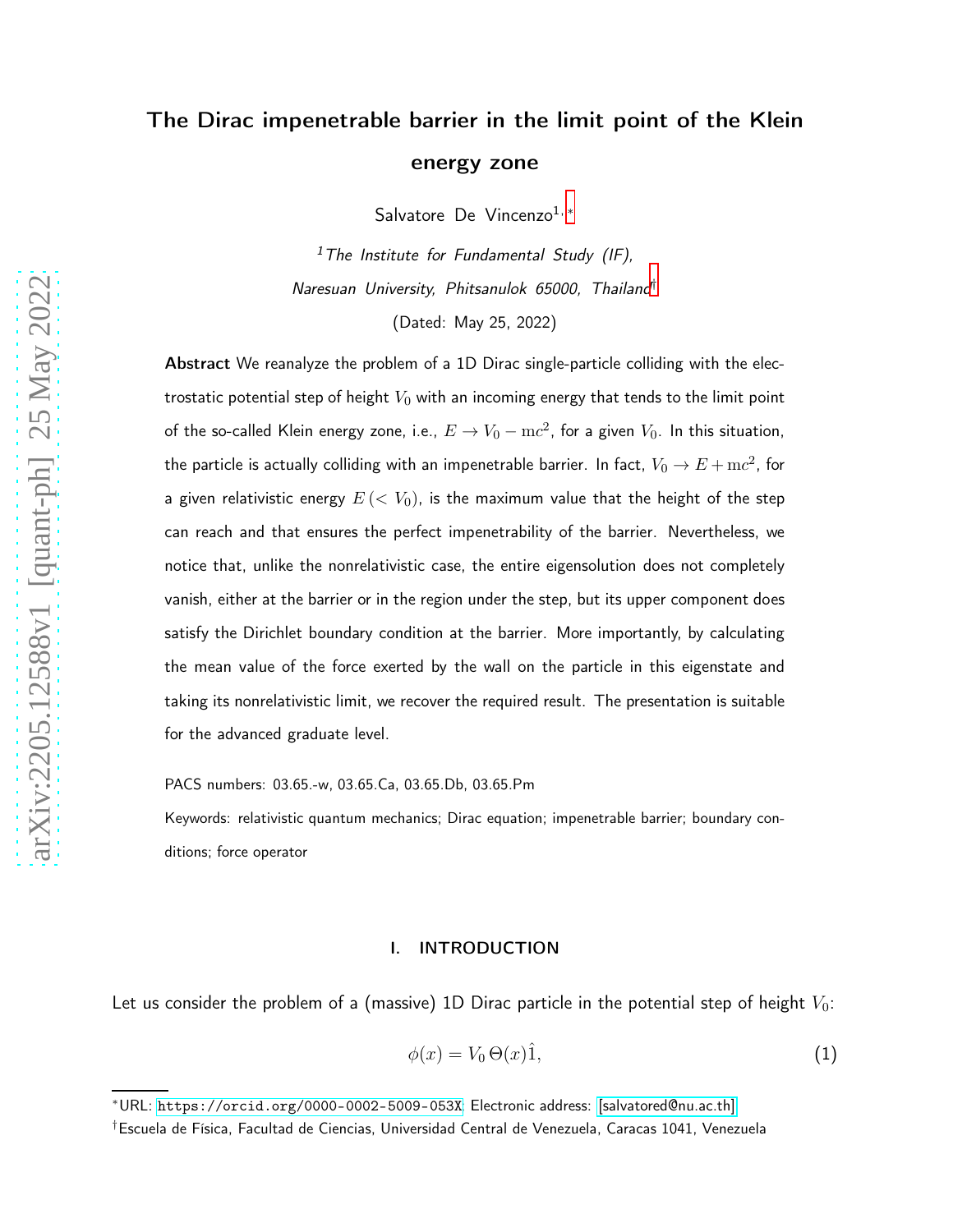# The Dirac impenetrable barrier in the limit point of the Klein energy zone

Salvatore De Vincenzo[1,*]

[1]*The Institute for Fundamental Study (IF), Naresuan University, Phitsanulok 65000, Thailand*[†]

(Dated: May 25, 2022)

**Abstract** We reanalyze the problem of a 1D Dirac single-particle colliding with the electrostatic potential step of height $V_0$ with an incoming energy that tends to the limit point of the so-called Klein energy zone, i.e., $E \to V_0 - \mathrm{m}c^2$, for a given $V_0$. In this situation, the particle is actually colliding with an impenetrable barrier. In fact, $V_0 \to E + \mathrm{m}c^2$, for a given relativistic energy $E\,(< V_0)$, is the maximum value that the height of the step can reach and that ensures the perfect impenetrability of the barrier. Nevertheless, we notice that, unlike the nonrelativistic case, the entire eigensolution does not completely vanish, either at the barrier or in the region under the step, but its upper component does satisfy the Dirichlet boundary condition at the barrier. More importantly, by calculating the mean value of the force exerted by the wall on the particle in this eigenstate and taking its nonrelativistic limit, we recover the required result. The presentation is suitable for the advanced graduate level.

PACS numbers: 03.65.-w, 03.65.Ca, 03.65.Db, 03.65.Pm

Keywords: relativistic quantum mechanics; Dirac equation; impenetrable barrier; boundary conditions; force operator

## I. INTRODUCTION

Let us consider the problem of a (massive) 1D Dirac particle in the potential step of height $V_0$:

$$\phi(x) = V_0\,\Theta(x)\hat{1}, \tag{1}$$

*URL: https://orcid.org/0000-0002-5009-053X; Electronic address: salvatored@nu.ac.th

†Escuela de Física, Facultad de Ciencias, Universidad Central de Venezuela, Caracas 1041, Venezuela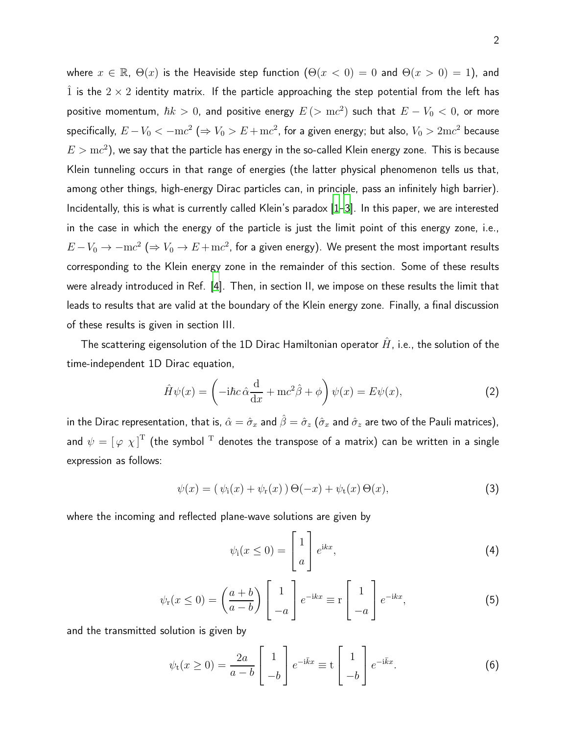where $x \in \mathbb{R}$, $\Theta(x)$ is the Heaviside step function ($\Theta(x<0)=0$ and $\Theta(x>0)=1$), and $\hat{1}$ is the $2 \times 2$ identity matrix. If the particle approaching the step potential from the left has positive momentum, $\hbar k > 0$, and positive energy $E\,(> \mathrm{m}c^2)$ such that $E - V_0 < 0$, or more specifically, $E - V_0 < -\mathrm{m}c^2$ ($\Rightarrow V_0 > E + \mathrm{m}c^2$, for a given energy; but also, $V_0 > 2\mathrm{m}c^2$ because $E > \mathrm{m}c^2$), we say that the particle has energy in the so-called Klein energy zone. This is because Klein tunneling occurs in that range of energies (the latter physical phenomenon tells us that, among other things, high-energy Dirac particles can, in principle, pass an infinitely high barrier). Incidentally, this is what is currently called Klein's paradox [1–3]. In this paper, we are interested in the case in which the energy of the particle is just the limit point of this energy zone, i.e., $E - V_0 \to -\mathrm{m}c^2$ ($\Rightarrow V_0 \to E + \mathrm{m}c^2$, for a given energy). We present the most important results corresponding to the Klein energy zone in the remainder of this section. Some of these results were already introduced in Ref. [4]. Then, in section II, we impose on these results the limit that leads to results that are valid at the boundary of the Klein energy zone. Finally, a final discussion of these results is given in section III.

The scattering eigensolution of the 1D Dirac Hamiltonian operator $\hat{H}$, i.e., the solution of the time-independent 1D Dirac equation,

$$\hat{H}\psi(x) = \left( -\mathrm{i}\hbar c\,\hat{\alpha}\frac{\mathrm{d}}{\mathrm{d}x} + \mathrm{m}c^2\hat{\beta} + \phi \right)\psi(x) = E\psi(x), \tag{2}$$

in the Dirac representation, that is, $\hat{\alpha} = \hat{\sigma}_x$ and $\hat{\beta} = \hat{\sigma}_z$ ($\hat{\sigma}_x$ and $\hat{\sigma}_z$ are two of the Pauli matrices), and $\psi = [\,\varphi \;\; \chi\,]^{\mathrm{T}}$ (the symbol $^{\mathrm{T}}$ denotes the transpose of a matrix) can be written in a single expression as follows:

$$\psi(x) = (\,\psi_{\mathrm{i}}(x) + \psi_{\mathrm{r}}(x)\,)\,\Theta(-x) + \psi_{\mathrm{t}}(x)\,\Theta(x), \tag{3}$$

where the incoming and reflected plane-wave solutions are given by

$$\psi_{\mathrm{i}}(x \le 0) = \begin{bmatrix} 1 \\ a \end{bmatrix} e^{\mathrm{i}kx}, \tag{4}$$

$$\psi_{\mathrm{r}}(x \le 0) = \left(\frac{a+b}{a-b}\right) \begin{bmatrix} 1 \\ -a \end{bmatrix} e^{-\mathrm{i}kx} \equiv \mathrm{r} \begin{bmatrix} 1 \\ -a \end{bmatrix} e^{-\mathrm{i}kx}, \tag{5}$$

and the transmitted solution is given by

$$\psi_{\mathrm{t}}(x \ge 0) = \frac{2a}{a-b} \begin{bmatrix} 1 \\ -b \end{bmatrix} e^{-\mathrm{i}\bar{k}x} \equiv \mathrm{t} \begin{bmatrix} 1 \\ -b \end{bmatrix} e^{-\mathrm{i}\bar{k}x}. \tag{6}$$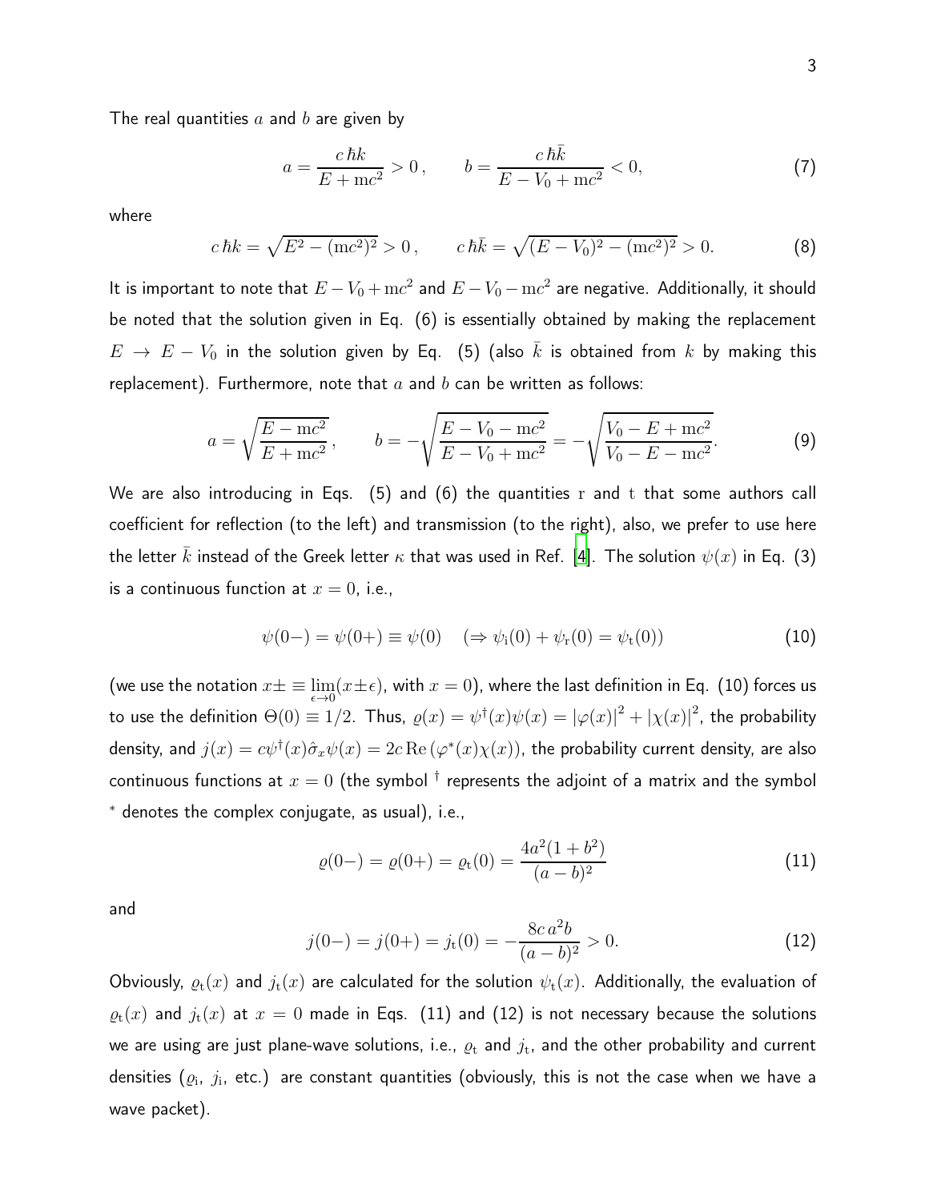The real quantities $a$ and $b$ are given by

$$a = \frac{c\,\hbar k}{E + \mathrm{m}c^2} > 0\,, \qquad b = \frac{c\,\hbar \bar{k}}{E - V_0 + \mathrm{m}c^2} < 0, \tag{7}$$

where

$$c\,\hbar k = \sqrt{E^2 - (\mathrm{m}c^2)^2} > 0\,, \qquad c\,\hbar \bar{k} = \sqrt{(E - V_0)^2 - (\mathrm{m}c^2)^2} > 0. \tag{8}$$

It is important to note that $E - V_0 + \mathrm{m}c^2$ and $E - V_0 - \mathrm{m}c^2$ are negative. Additionally, it should be noted that the solution given in Eq. (6) is essentially obtained by making the replacement $E \rightarrow E - V_0$ in the solution given by Eq. (5) (also $\bar{k}$ is obtained from $k$ by making this replacement). Furthermore, note that $a$ and $b$ can be written as follows:

$$a = \sqrt{\frac{E - \mathrm{m}c^2}{E + \mathrm{m}c^2}}\,, \qquad b = -\sqrt{\frac{E - V_0 - \mathrm{m}c^2}{E - V_0 + \mathrm{m}c^2}} = -\sqrt{\frac{V_0 - E + \mathrm{m}c^2}{V_0 - E - \mathrm{m}c^2}}. \tag{9}$$

We are also introducing in Eqs. (5) and (6) the quantities $\mathrm{r}$ and $\mathrm{t}$ that some authors call coefficient for reflection (to the left) and transmission (to the right), also, we prefer to use here the letter $\bar{k}$ instead of the Greek letter $\kappa$ that was used in Ref. [4]. The solution $\psi(x)$ in Eq. (3) is a continuous function at $x = 0$, i.e.,

$$\psi(0-) = \psi(0+) \equiv \psi(0) \quad (\Rightarrow \psi_{\mathrm{i}}(0) + \psi_{\mathrm{r}}(0) = \psi_{\mathrm{t}}(0)) \tag{10}$$

(we use the notation $x\pm \equiv \lim_{\epsilon\to 0}(x \pm \epsilon)$, with $x = 0$), where the last definition in Eq. (10) forces us to use the definition $\Theta(0) \equiv 1/2$. Thus, $\varrho(x) = \psi^{\dagger}(x)\psi(x) = |\varphi(x)|^2 + |\chi(x)|^2$, the probability density, and $j(x) = c\psi^{\dagger}(x)\hat{\sigma}_x\psi(x) = 2c\,\mathrm{Re}\,(\varphi^{*}(x)\chi(x))$, the probability current density, are also continuous functions at $x = 0$ (the symbol $^{\dagger}$ represents the adjoint of a matrix and the symbol $^{*}$ denotes the complex conjugate, as usual), i.e.,

$$\varrho(0-) = \varrho(0+) = \varrho_{\mathrm{t}}(0) = \frac{4a^2(1 + b^2)}{(a - b)^2} \tag{11}$$

and

$$j(0-) = j(0+) = j_{\mathrm{t}}(0) = -\frac{8c\,a^2 b}{(a - b)^2} > 0. \tag{12}$$

Obviously, $\varrho_{\mathrm{t}}(x)$ and $j_{\mathrm{t}}(x)$ are calculated for the solution $\psi_{\mathrm{t}}(x)$. Additionally, the evaluation of $\varrho_{\mathrm{t}}(x)$ and $j_{\mathrm{t}}(x)$ at $x = 0$ made in Eqs. (11) and (12) is not necessary because the solutions we are using are just plane-wave solutions, i.e., $\varrho_{\mathrm{t}}$ and $j_{\mathrm{t}}$, and the other probability and current densities ($\varrho_{\mathrm{i}}$, $j_{\mathrm{i}}$, etc.) are constant quantities (obviously, this is not the case when we have a wave packet).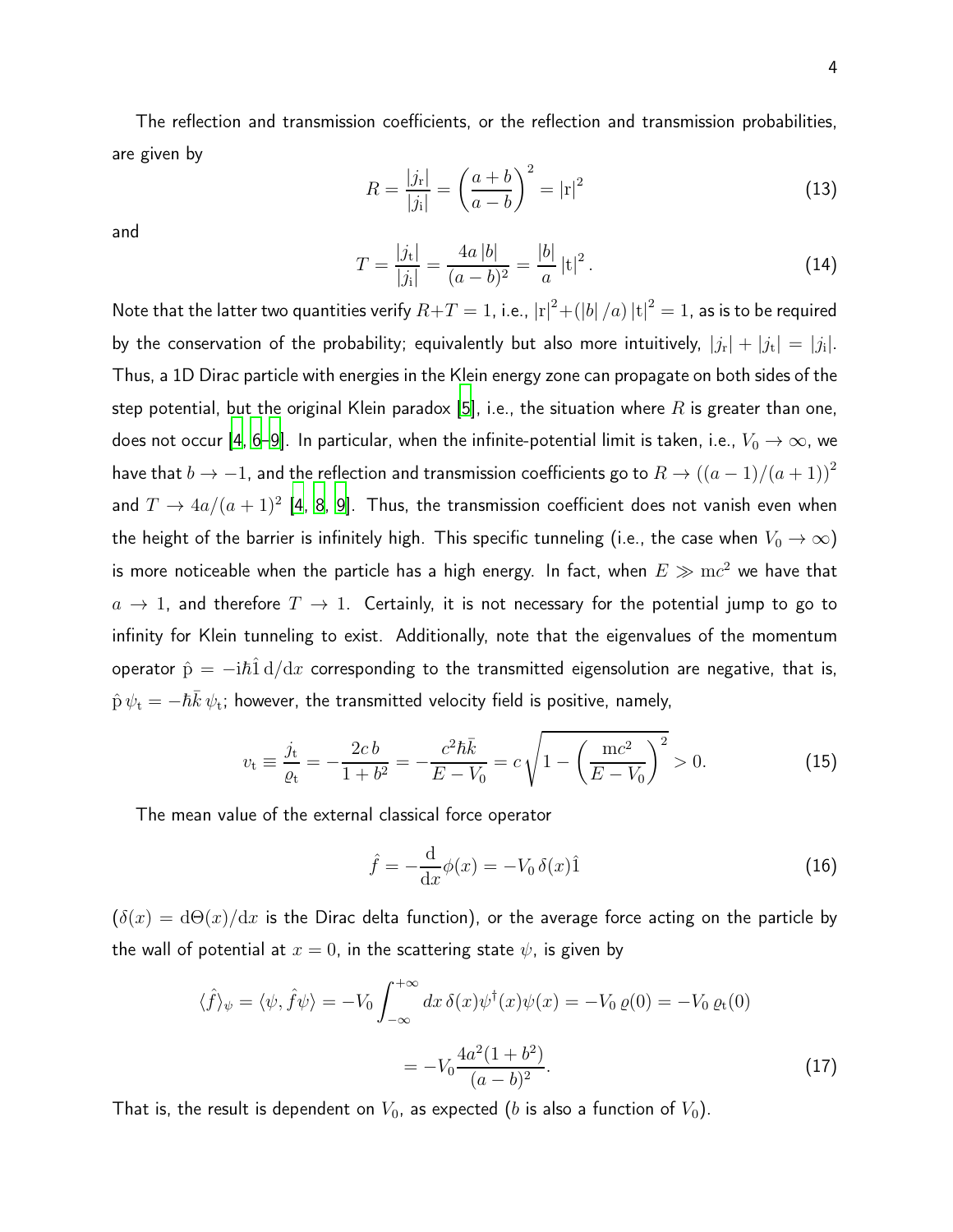The reflection and transmission coefficients, or the reflection and transmission probabilities, are given by

$$R = \frac{|j_{\rm r}|}{|j_{\rm i}|} = \left(\frac{a+b}{a-b}\right)^2 = |{\rm r}|^2 \tag{13}$$

and

$$T = \frac{|j_{\rm t}|}{|j_{\rm i}|} = \frac{4a\,|b|}{(a-b)^2} = \frac{|b|}{a}\,|{\rm t}|^2\,. \tag{14}$$

Note that the latter two quantities verify $R+T=1$, i.e., $|{\rm r}|^2+(|b|\,/a)\,|{\rm t}|^2=1$, as is to be required by the conservation of the probability; equivalently but also more intuitively, $|j_{\rm r}|+|j_{\rm t}|=|j_{\rm i}|$. Thus, a 1D Dirac particle with energies in the Klein energy zone can propagate on both sides of the step potential, but the original Klein paradox [5], i.e., the situation where $R$ is greater than one, does not occur [4, 6–9]. In particular, when the infinite-potential limit is taken, i.e., $V_0 \to \infty$, we have that $b \to -1$, and the reflection and transmission coefficients go to $R \to ((a-1)/(a+1))^2$ and $T \to 4a/(a+1)^2$ [4, 8, 9]. Thus, the transmission coefficient does not vanish even when the height of the barrier is infinitely high. This specific tunneling (i.e., the case when $V_0 \to \infty$) is more noticeable when the particle has a high energy. In fact, when $E \gg {\rm m}c^2$ we have that $a \to 1$, and therefore $T \to 1$. Certainly, it is not necessary for the potential jump to go to infinity for Klein tunneling to exist. Additionally, note that the eigenvalues of the momentum operator $\hat{\rm p} = -{\rm i}\hbar\hat{1}\,{\rm d}/{\rm d}x$ corresponding to the transmitted eigensolution are negative, that is, $\hat{\rm p}\,\psi_{\rm t} = -\hbar\bar{k}\,\psi_{\rm t}$; however, the transmitted velocity field is positive, namely,

$$v_{\rm t} \equiv \frac{j_{\rm t}}{\varrho_{\rm t}} = -\frac{2c\,b}{1+b^2} = -\frac{c^2\hbar\bar{k}}{E-V_0} = c\sqrt{1-\left(\frac{{\rm m}c^2}{E-V_0}\right)^2} > 0. \tag{15}$$

The mean value of the external classical force operator

$$\hat{f} = -\frac{\rm d}{{\rm d}x}\phi(x) = -V_0\,\delta(x)\hat{1} \tag{16}$$

($\delta(x) = {\rm d}\Theta(x)/{\rm d}x$ is the Dirac delta function), or the average force acting on the particle by the wall of potential at $x=0$, in the scattering state $\psi$, is given by

$$\langle \hat{f} \rangle_\psi = \langle \psi, \hat{f}\psi \rangle = -V_0 \int_{-\infty}^{+\infty} dx\,\delta(x)\psi^\dagger(x)\psi(x) = -V_0\,\varrho(0) = -V_0\,\varrho_{\rm t}(0)$$

$$= -V_0\frac{4a^2(1+b^2)}{(a-b)^2}. \tag{17}$$

That is, the result is dependent on $V_0$, as expected ($b$ is also a function of $V_0$).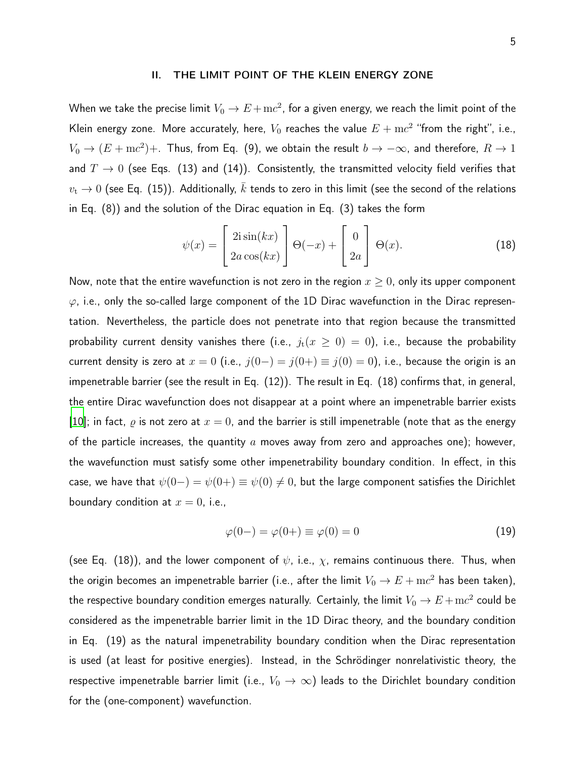## II. THE LIMIT POINT OF THE KLEIN ENERGY ZONE

When we take the precise limit $V_0 \to E + \mathrm{m}c^2$, for a given energy, we reach the limit point of the Klein energy zone. More accurately, here, $V_0$ reaches the value $E + \mathrm{m}c^2$ "from the right", i.e., $V_0 \to (E + \mathrm{m}c^2)+$. Thus, from Eq. (9), we obtain the result $b \to -\infty$, and therefore, $R \to 1$ and $T \to 0$ (see Eqs. (13) and (14)). Consistently, the transmitted velocity field verifies that $v_{\mathrm{t}} \to 0$ (see Eq. (15)). Additionally, $\bar{k}$ tends to zero in this limit (see the second of the relations in Eq. (8)) and the solution of the Dirac equation in Eq. (3) takes the form

$$\psi(x) = \begin{bmatrix} 2\mathrm{i}\sin(kx) \\ 2a\cos(kx) \end{bmatrix} \Theta(-x) + \begin{bmatrix} 0 \\ 2a \end{bmatrix} \Theta(x). \tag{18}$$

Now, note that the entire wavefunction is not zero in the region $x \geq 0$, only its upper component $\varphi$, i.e., only the so-called large component of the 1D Dirac wavefunction in the Dirac representation. Nevertheless, the particle does not penetrate into that region because the transmitted probability current density vanishes there (i.e., $j_{\mathrm{t}}(x \geq 0) = 0$), i.e., because the probability current density is zero at $x = 0$ (i.e., $j(0-) = j(0+) \equiv j(0) = 0$), i.e., because the origin is an impenetrable barrier (see the result in Eq. (12)). The result in Eq. (18) confirms that, in general, the entire Dirac wavefunction does not disappear at a point where an impenetrable barrier exists [10]; in fact, $\varrho$ is not zero at $x = 0$, and the barrier is still impenetrable (note that as the energy of the particle increases, the quantity $a$ moves away from zero and approaches one); however, the wavefunction must satisfy some other impenetrability boundary condition. In effect, in this case, we have that $\psi(0-) = \psi(0+) \equiv \psi(0) \neq 0$, but the large component satisfies the Dirichlet boundary condition at $x = 0$, i.e.,

$$\varphi(0-) = \varphi(0+) \equiv \varphi(0) = 0 \tag{19}$$

(see Eq. (18)), and the lower component of $\psi$, i.e., $\chi$, remains continuous there. Thus, when the origin becomes an impenetrable barrier (i.e., after the limit $V_0 \to E + \mathrm{m}c^2$ has been taken), the respective boundary condition emerges naturally. Certainly, the limit $V_0 \to E + \mathrm{m}c^2$ could be considered as the impenetrable barrier limit in the 1D Dirac theory, and the boundary condition in Eq. (19) as the natural impenetrability boundary condition when the Dirac representation is used (at least for positive energies). Instead, in the Schrödinger nonrelativistic theory, the respective impenetrable barrier limit (i.e., $V_0 \to \infty$) leads to the Dirichlet boundary condition for the (one-component) wavefunction.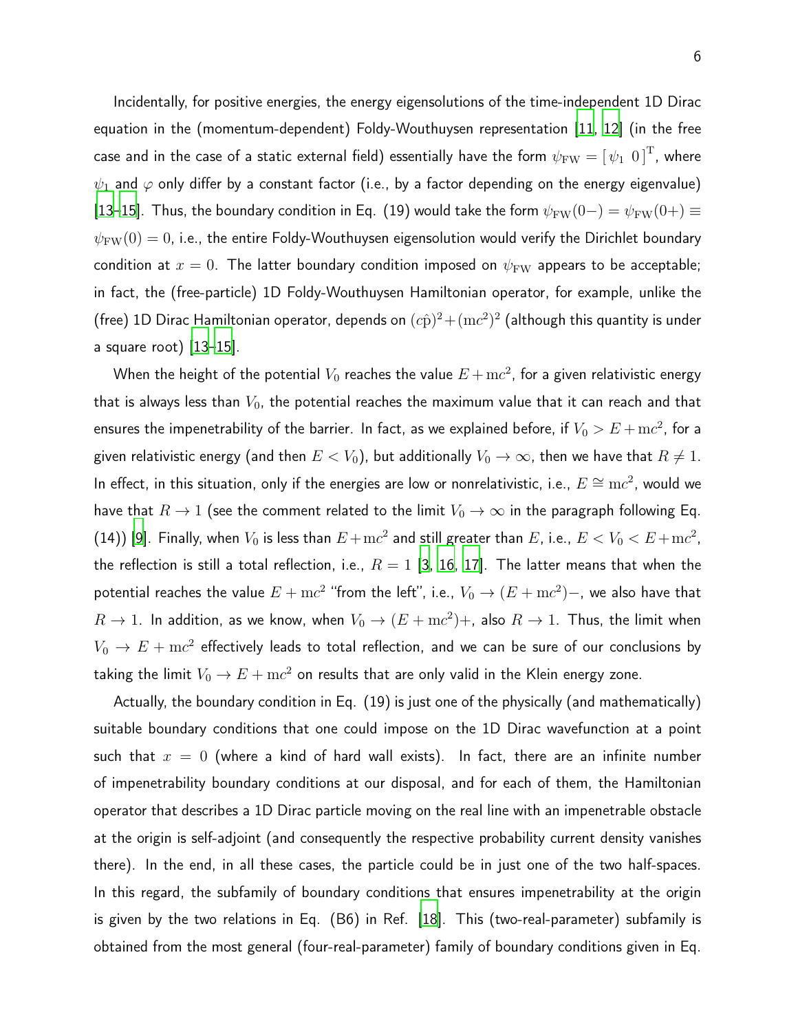Incidentally, for positive energies, the energy eigensolutions of the time-independent 1D Dirac equation in the (momentum-dependent) Foldy-Wouthuysen representation [11, 12] (in the free case and in the case of a static external field) essentially have the form $\psi_{\rm FW} = [\,\psi_1\;\, 0\,]^{\rm T}$, where $\psi_1$ and $\varphi$ only differ by a constant factor (i.e., by a factor depending on the energy eigenvalue) [13–15]. Thus, the boundary condition in Eq. (19) would take the form $\psi_{\rm FW}(0-) = \psi_{\rm FW}(0+) \equiv \psi_{\rm FW}(0) = 0$, i.e., the entire Foldy-Wouthuysen eigensolution would verify the Dirichlet boundary condition at $x = 0$. The latter boundary condition imposed on $\psi_{\rm FW}$ appears to be acceptable; in fact, the (free-particle) 1D Foldy-Wouthuysen Hamiltonian operator, for example, unlike the (free) 1D Dirac Hamiltonian operator, depends on $(c\hat{\rm p})^2 + ({\rm m}c^2)^2$ (although this quantity is under a square root) [13–15].

When the height of the potential $V_0$ reaches the value $E + {\rm m}c^2$, for a given relativistic energy that is always less than $V_0$, the potential reaches the maximum value that it can reach and that ensures the impenetrability of the barrier. In fact, as we explained before, if $V_0 > E + {\rm m}c^2$, for a given relativistic energy (and then $E < V_0$), but additionally $V_0 \to \infty$, then we have that $R \neq 1$. In effect, in this situation, only if the energies are low or nonrelativistic, i.e., $E \cong {\rm m}c^2$, would we have that $R \to 1$ (see the comment related to the limit $V_0 \to \infty$ in the paragraph following Eq. (14)) [9]. Finally, when $V_0$ is less than $E + {\rm m}c^2$ and still greater than $E$, i.e., $E < V_0 < E + {\rm m}c^2$, the reflection is still a total reflection, i.e., $R = 1$ [3, 16, 17]. The latter means that when the potential reaches the value $E + {\rm m}c^2$ "from the left", i.e., $V_0 \to (E + {\rm m}c^2)-$, we also have that $R \to 1$. In addition, as we know, when $V_0 \to (E + {\rm m}c^2)+$, also $R \to 1$. Thus, the limit when $V_0 \to E + {\rm m}c^2$ effectively leads to total reflection, and we can be sure of our conclusions by taking the limit $V_0 \to E + {\rm m}c^2$ on results that are only valid in the Klein energy zone.

Actually, the boundary condition in Eq. (19) is just one of the physically (and mathematically) suitable boundary conditions that one could impose on the 1D Dirac wavefunction at a point such that $x = 0$ (where a kind of hard wall exists). In fact, there are an infinite number of impenetrability boundary conditions at our disposal, and for each of them, the Hamiltonian operator that describes a 1D Dirac particle moving on the real line with an impenetrable obstacle at the origin is self-adjoint (and consequently the respective probability current density vanishes there). In the end, in all these cases, the particle could be in just one of the two half-spaces. In this regard, the subfamily of boundary conditions that ensures impenetrability at the origin is given by the two relations in Eq. (B6) in Ref. [18]. This (two-real-parameter) subfamily is obtained from the most general (four-real-parameter) family of boundary conditions given in Eq.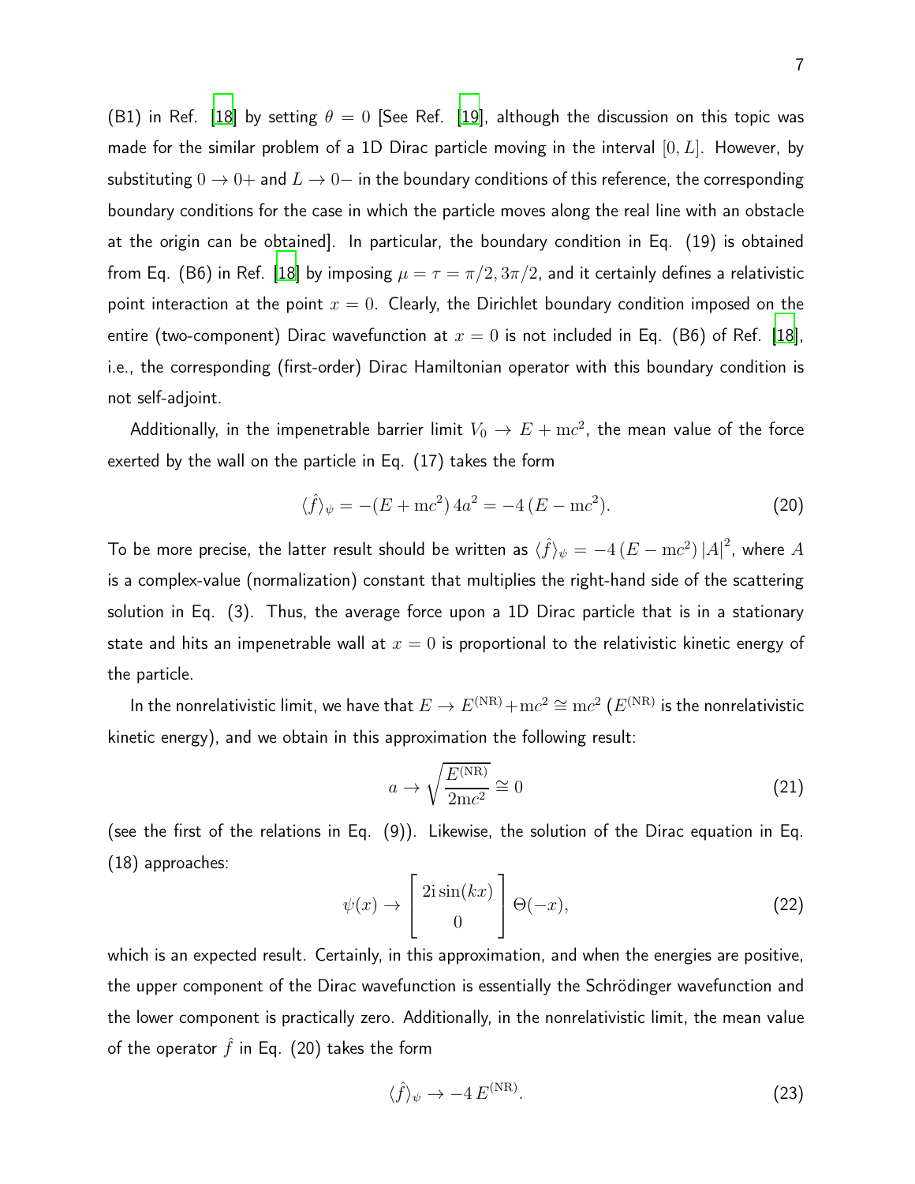(B1) in Ref. [18] by setting $\theta = 0$ [See Ref. [19], although the discussion on this topic was made for the similar problem of a 1D Dirac particle moving in the interval $[0, L]$. However, by substituting $0 \to 0+$ and $L \to 0-$ in the boundary conditions of this reference, the corresponding boundary conditions for the case in which the particle moves along the real line with an obstacle at the origin can be obtained]. In particular, the boundary condition in Eq. (19) is obtained from Eq. (B6) in Ref. [18] by imposing $\mu = \tau = \pi/2, 3\pi/2$, and it certainly defines a relativistic point interaction at the point $x = 0$. Clearly, the Dirichlet boundary condition imposed on the entire (two-component) Dirac wavefunction at $x = 0$ is not included in Eq. (B6) of Ref. [18], i.e., the corresponding (first-order) Dirac Hamiltonian operator with this boundary condition is not self-adjoint.

Additionally, in the impenetrable barrier limit $V_0 \to E + \mathrm{m}c^2$, the mean value of the force exerted by the wall on the particle in Eq. (17) takes the form

$$\langle \hat{f} \rangle_\psi = -(E + \mathrm{m}c^2)\, 4a^2 = -4\,(E - \mathrm{m}c^2). \tag{20}$$

To be more precise, the latter result should be written as $\langle \hat{f} \rangle_\psi = -4\,(E - \mathrm{m}c^2)\,|A|^2$, where $A$ is a complex-value (normalization) constant that multiplies the right-hand side of the scattering solution in Eq. (3). Thus, the average force upon a 1D Dirac particle that is in a stationary state and hits an impenetrable wall at $x = 0$ is proportional to the relativistic kinetic energy of the particle.

In the nonrelativistic limit, we have that $E \to E^{(\mathrm{NR})} + \mathrm{m}c^2 \cong \mathrm{m}c^2$ ($E^{(\mathrm{NR})}$ is the nonrelativistic kinetic energy), and we obtain in this approximation the following result:

$$a \to \sqrt{\frac{E^{(\mathrm{NR})}}{2\mathrm{m}c^2}} \cong 0 \tag{21}$$

(see the first of the relations in Eq. (9)). Likewise, the solution of the Dirac equation in Eq. (18) approaches:

$$\psi(x) \to \begin{bmatrix} 2\mathrm{i}\sin(kx) \\ 0 \end{bmatrix} \Theta(-x), \tag{22}$$

which is an expected result. Certainly, in this approximation, and when the energies are positive, the upper component of the Dirac wavefunction is essentially the Schrödinger wavefunction and the lower component is practically zero. Additionally, in the nonrelativistic limit, the mean value of the operator $\hat{f}$ in Eq. (20) takes the form

$$\langle \hat{f} \rangle_\psi \to -4\, E^{(\mathrm{NR})}. \tag{23}$$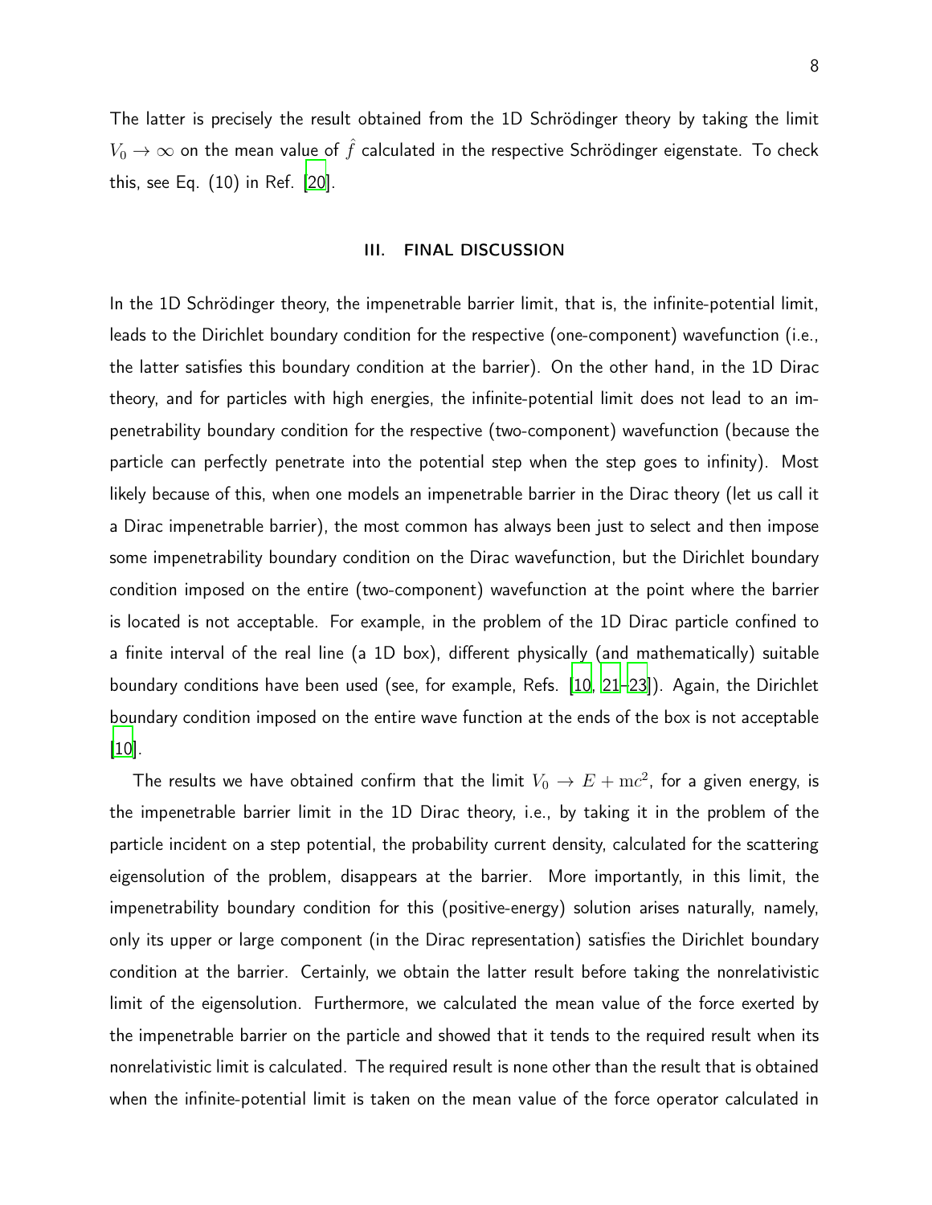The latter is precisely the result obtained from the 1D Schrödinger theory by taking the limit $V_0 \to \infty$ on the mean value of $\hat{f}$ calculated in the respective Schrödinger eigenstate. To check this, see Eq. (10) in Ref. [20].

## III. FINAL DISCUSSION

In the 1D Schrödinger theory, the impenetrable barrier limit, that is, the infinite-potential limit, leads to the Dirichlet boundary condition for the respective (one-component) wavefunction (i.e., the latter satisfies this boundary condition at the barrier). On the other hand, in the 1D Dirac theory, and for particles with high energies, the infinite-potential limit does not lead to an impenetrability boundary condition for the respective (two-component) wavefunction (because the particle can perfectly penetrate into the potential step when the step goes to infinity). Most likely because of this, when one models an impenetrable barrier in the Dirac theory (let us call it a Dirac impenetrable barrier), the most common has always been just to select and then impose some impenetrability boundary condition on the Dirac wavefunction, but the Dirichlet boundary condition imposed on the entire (two-component) wavefunction at the point where the barrier is located is not acceptable. For example, in the problem of the 1D Dirac particle confined to a finite interval of the real line (a 1D box), different physically (and mathematically) suitable boundary conditions have been used (see, for example, Refs. [10, 21–23]). Again, the Dirichlet boundary condition imposed on the entire wave function at the ends of the box is not acceptable [10].

The results we have obtained confirm that the limit $V_0 \to E + \mathrm{m}c^2$, for a given energy, is the impenetrable barrier limit in the 1D Dirac theory, i.e., by taking it in the problem of the particle incident on a step potential, the probability current density, calculated for the scattering eigensolution of the problem, disappears at the barrier. More importantly, in this limit, the impenetrability boundary condition for this (positive-energy) solution arises naturally, namely, only its upper or large component (in the Dirac representation) satisfies the Dirichlet boundary condition at the barrier. Certainly, we obtain the latter result before taking the nonrelativistic limit of the eigensolution. Furthermore, we calculated the mean value of the force exerted by the impenetrable barrier on the particle and showed that it tends to the required result when its nonrelativistic limit is calculated. The required result is none other than the result that is obtained when the infinite-potential limit is taken on the mean value of the force operator calculated in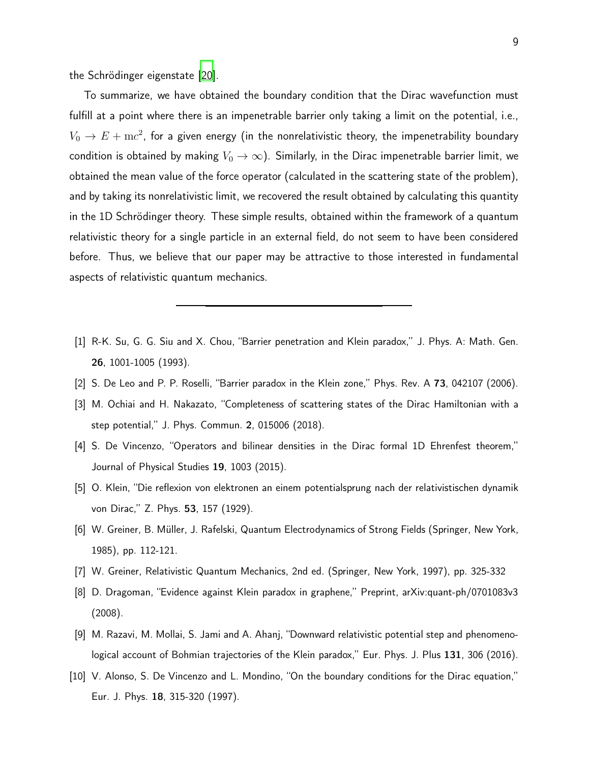the Schrödinger eigenstate [20].

To summarize, we have obtained the boundary condition that the Dirac wavefunction must fulfill at a point where there is an impenetrable barrier only taking a limit on the potential, i.e., $V_0 \to E + \mathrm{m}c^2$, for a given energy (in the nonrelativistic theory, the impenetrability boundary condition is obtained by making $V_0 \to \infty$). Similarly, in the Dirac impenetrable barrier limit, we obtained the mean value of the force operator (calculated in the scattering state of the problem), and by taking its nonrelativistic limit, we recovered the result obtained by calculating this quantity in the 1D Schrödinger theory. These simple results, obtained within the framework of a quantum relativistic theory for a single particle in an external field, do not seem to have been considered before. Thus, we believe that our paper may be attractive to those interested in fundamental aspects of relativistic quantum mechanics.

---

[1] R-K. Su, G. G. Siu and X. Chou, "Barrier penetration and Klein paradox," J. Phys. A: Math. Gen. **26**, 1001-1005 (1993).

[2] S. De Leo and P. P. Roselli, "Barrier paradox in the Klein zone," Phys. Rev. A **73**, 042107 (2006).

[3] M. Ochiai and H. Nakazato, "Completeness of scattering states of the Dirac Hamiltonian with a step potential," J. Phys. Commun. **2**, 015006 (2018).

[4] S. De Vincenzo, "Operators and bilinear densities in the Dirac formal 1D Ehrenfest theorem," Journal of Physical Studies **19**, 1003 (2015).

[5] O. Klein, "Die reflexion von elektronen an einem potentialsprung nach der relativistischen dynamik von Dirac," Z. Phys. **53**, 157 (1929).

[6] W. Greiner, B. Müller, J. Rafelski, Quantum Electrodynamics of Strong Fields (Springer, New York, 1985), pp. 112-121.

[7] W. Greiner, Relativistic Quantum Mechanics, 2nd ed. (Springer, New York, 1997), pp. 325-332

[8] D. Dragoman, "Evidence against Klein paradox in graphene," Preprint, arXiv:quant-ph/0701083v3 (2008).

[9] M. Razavi, M. Mollai, S. Jami and A. Ahanj, "Downward relativistic potential step and phenomenological account of Bohmian trajectories of the Klein paradox," Eur. Phys. J. Plus **131**, 306 (2016).

[10] V. Alonso, S. De Vincenzo and L. Mondino, "On the boundary conditions for the Dirac equation," Eur. J. Phys. **18**, 315-320 (1997).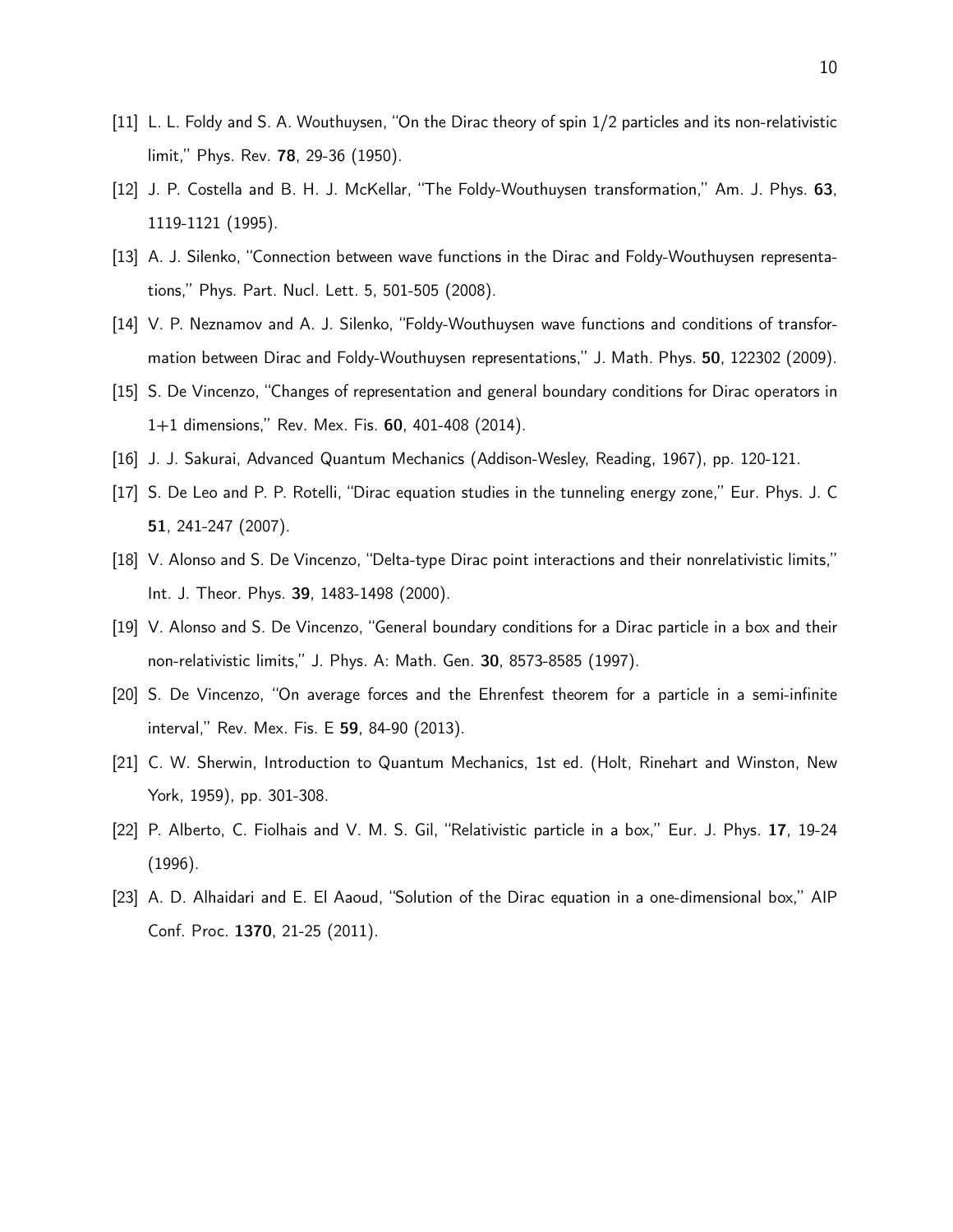[11] L. L. Foldy and S. A. Wouthuysen, "On the Dirac theory of spin 1/2 particles and its non-relativistic limit," Phys. Rev. **78**, 29-36 (1950).

[12] J. P. Costella and B. H. J. McKellar, "The Foldy-Wouthuysen transformation," Am. J. Phys. **63**, 1119-1121 (1995).

[13] A. J. Silenko, "Connection between wave functions in the Dirac and Foldy-Wouthuysen representations," Phys. Part. Nucl. Lett. 5, 501-505 (2008).

[14] V. P. Neznamov and A. J. Silenko, "Foldy-Wouthuysen wave functions and conditions of transformation between Dirac and Foldy-Wouthuysen representations," J. Math. Phys. **50**, 122302 (2009).

[15] S. De Vincenzo, "Changes of representation and general boundary conditions for Dirac operators in 1+1 dimensions," Rev. Mex. Fis. **60**, 401-408 (2014).

[16] J. J. Sakurai, Advanced Quantum Mechanics (Addison-Wesley, Reading, 1967), pp. 120-121.

[17] S. De Leo and P. P. Rotelli, "Dirac equation studies in the tunneling energy zone," Eur. Phys. J. C **51**, 241-247 (2007).

[18] V. Alonso and S. De Vincenzo, "Delta-type Dirac point interactions and their nonrelativistic limits," Int. J. Theor. Phys. **39**, 1483-1498 (2000).

[19] V. Alonso and S. De Vincenzo, "General boundary conditions for a Dirac particle in a box and their non-relativistic limits," J. Phys. A: Math. Gen. **30**, 8573-8585 (1997).

[20] S. De Vincenzo, "On average forces and the Ehrenfest theorem for a particle in a semi-infinite interval," Rev. Mex. Fis. E **59**, 84-90 (2013).

[21] C. W. Sherwin, Introduction to Quantum Mechanics, 1st ed. (Holt, Rinehart and Winston, New York, 1959), pp. 301-308.

[22] P. Alberto, C. Fiolhais and V. M. S. Gil, "Relativistic particle in a box," Eur. J. Phys. **17**, 19-24 (1996).

[23] A. D. Alhaidari and E. El Aaoud, "Solution of the Dirac equation in a one-dimensional box," AIP Conf. Proc. **1370**, 21-25 (2011).